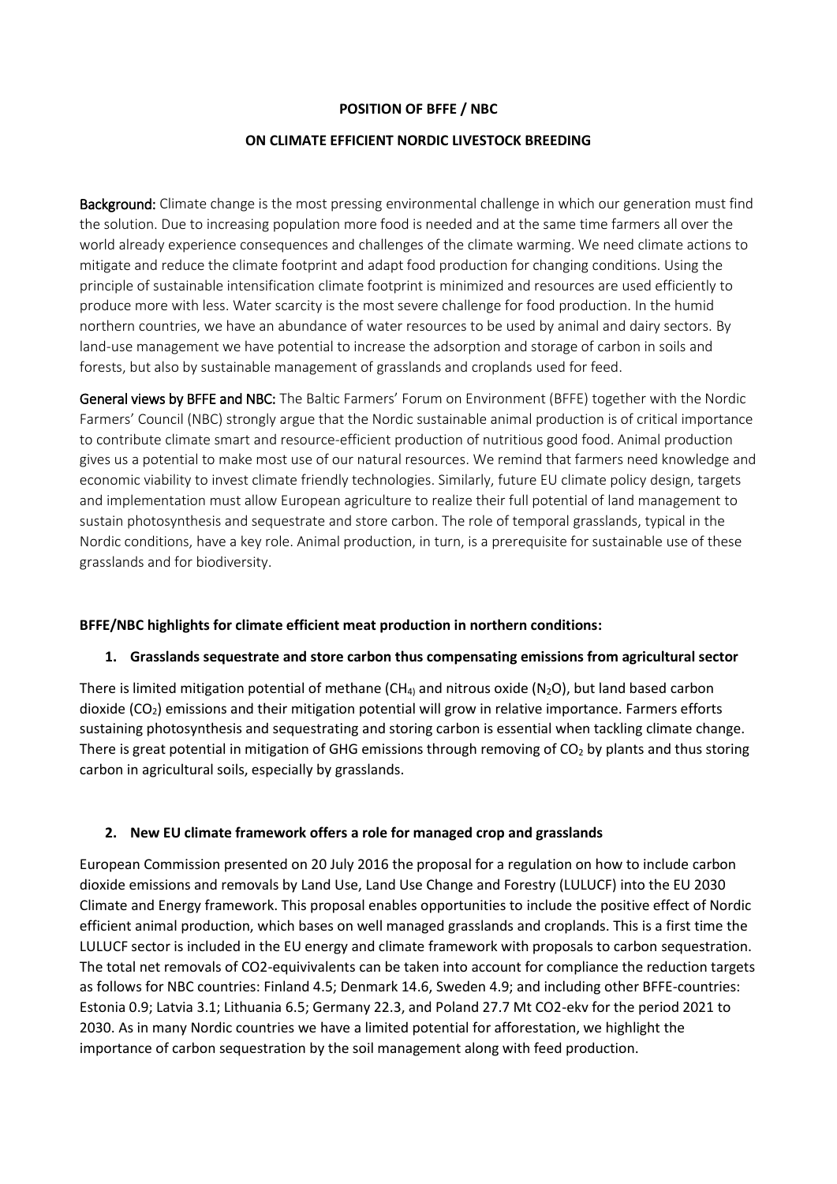**POSITION OF BFFE / NBC**

**ON CLIMATE EFFICIENT NORDIC LIVESTOCK BREEDING**

**Background:** Climate change is the most pressing environmental challenge in which our generation must find the solution. Due to increasing population more food is needed and at the same time farmers all over the world already experience consequences and challenges of the climate warming. We need climate actions to mitigate and reduce the climate footprint and adapt food production for changing conditions. Using the principle of sustainable intensification climate footprint is minimized and resources are used efficiently to produce more with less. Water scarcity is the most severe challenge for food production. In the humid northern countries, we have an abundance of water resources to be used by animal and dairy sectors. By land-use management we have potential to increase the adsorption and storage of carbon in soils and forests, but also by sustainable management of grasslands and croplands used for feed.

**General views by BFFE and NBC:** The Baltic Farmers' Forum on Environment (BFFE) together with the Nordic Farmers' Council (NBC) strongly argue that the Nordic sustainable animal production is of critical importance to contribute climate smart and resource-efficient production of nutritious good food. Animal production gives us a potential to make most use of our natural resources. We remind that farmers need knowledge and economic viability to invest climate friendly technologies. Similarly, future EU climate policy design, targets and implementation must allow European agriculture to realize their full potential of land management to sustain photosynthesis and sequestrate and store carbon. The role of temporal grasslands, typical in the Nordic conditions, have a key role. Animal production, in turn, is a prerequisite for sustainable use of these grasslands and for biodiversity.

**BFFE/NBC highlights for climate efficient meat production in northern conditions:**

**1. Grasslands sequestrate and store carbon thus compensating emissions from agricultural sector**

There is limited mitigation potential of methane ($CH_4$) and nitrous oxide ($N_2O$), but land based carbon dioxide ($CO_2$) emissions and their mitigation potential will grow in relative importance. Farmers efforts sustaining photosynthesis and sequestrating and storing carbon is essential when tackling climate change. There is great potential in mitigation of GHG emissions through removing of $CO_2$ by plants and thus storing carbon in agricultural soils, especially by grasslands.

**2. New EU climate framework offers a role for managed crop and grasslands**

European Commission presented on 20 July 2016 the proposal for a regulation on how to include carbon dioxide emissions and removals by Land Use, Land Use Change and Forestry (LULUCF) into the EU 2030 Climate and Energy framework. This proposal enables opportunities to include the positive effect of Nordic efficient animal production, which bases on well managed grasslands and croplands. This is a first time the LULUCF sector is included in the EU energy and climate framework with proposals to carbon sequestration. The total net removals of CO2-equivivalents can be taken into account for compliance the reduction targets as follows for NBC countries: Finland 4.5; Denmark 14.6, Sweden 4.9; and including other BFFE-countries: Estonia 0.9; Latvia 3.1; Lithuania 6.5; Germany 22.3, and Poland 27.7 Mt CO2-ekv for the period 2021 to 2030. As in many Nordic countries we have a limited potential for afforestation, we highlight the importance of carbon sequestration by the soil management along with feed production.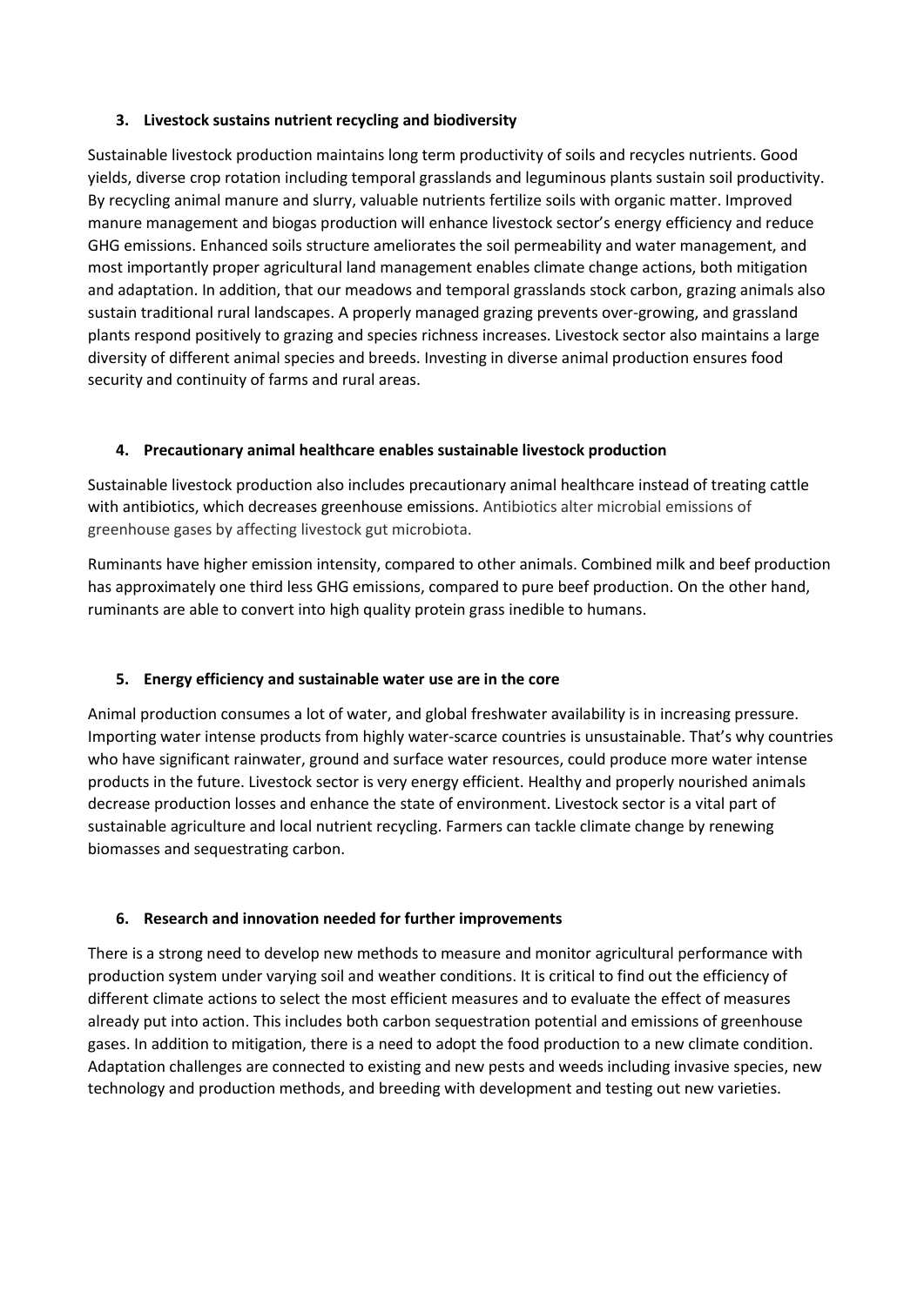### 3. Livestock sustains nutrient recycling and biodiversity

Sustainable livestock production maintains long term productivity of soils and recycles nutrients. Good yields, diverse crop rotation including temporal grasslands and leguminous plants sustain soil productivity. By recycling animal manure and slurry, valuable nutrients fertilize soils with organic matter. Improved manure management and biogas production will enhance livestock sector's energy efficiency and reduce GHG emissions. Enhanced soils structure ameliorates the soil permeability and water management, and most importantly proper agricultural land management enables climate change actions, both mitigation and adaptation. In addition, that our meadows and temporal grasslands stock carbon, grazing animals also sustain traditional rural landscapes. A properly managed grazing prevents over-growing, and grassland plants respond positively to grazing and species richness increases. Livestock sector also maintains a large diversity of different animal species and breeds. Investing in diverse animal production ensures food security and continuity of farms and rural areas.

### 4. Precautionary animal healthcare enables sustainable livestock production

Sustainable livestock production also includes precautionary animal healthcare instead of treating cattle with antibiotics, which decreases greenhouse emissions. Antibiotics alter microbial emissions of greenhouse gases by affecting livestock gut microbiota.

Ruminants have higher emission intensity, compared to other animals. Combined milk and beef production has approximately one third less GHG emissions, compared to pure beef production. On the other hand, ruminants are able to convert into high quality protein grass inedible to humans.

### 5. Energy efficiency and sustainable water use are in the core

Animal production consumes a lot of water, and global freshwater availability is in increasing pressure. Importing water intense products from highly water-scarce countries is unsustainable. That's why countries who have significant rainwater, ground and surface water resources, could produce more water intense products in the future. Livestock sector is very energy efficient. Healthy and properly nourished animals decrease production losses and enhance the state of environment. Livestock sector is a vital part of sustainable agriculture and local nutrient recycling. Farmers can tackle climate change by renewing biomasses and sequestrating carbon.

### 6. Research and innovation needed for further improvements

There is a strong need to develop new methods to measure and monitor agricultural performance with production system under varying soil and weather conditions. It is critical to find out the efficiency of different climate actions to select the most efficient measures and to evaluate the effect of measures already put into action. This includes both carbon sequestration potential and emissions of greenhouse gases. In addition to mitigation, there is a need to adopt the food production to a new climate condition. Adaptation challenges are connected to existing and new pests and weeds including invasive species, new technology and production methods, and breeding with development and testing out new varieties.